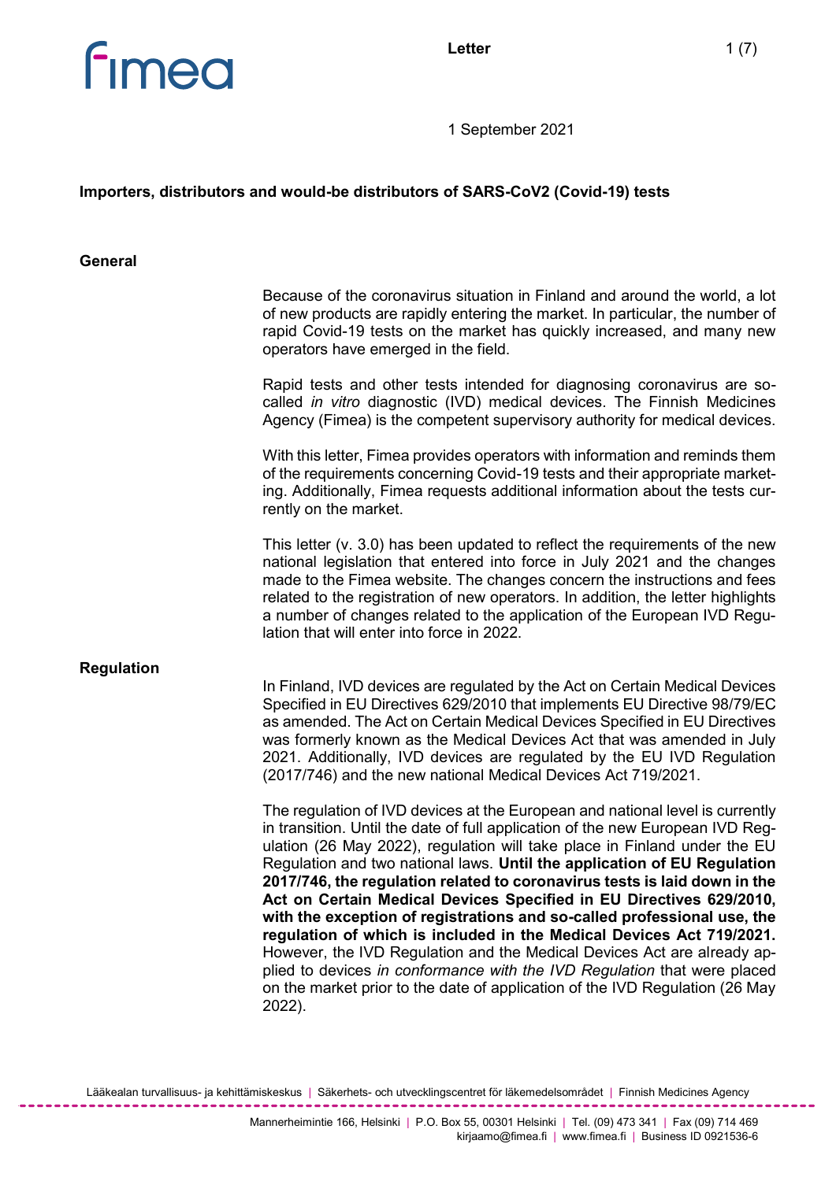Letter

1 September 2021

**Importers, distributors and would-be distributors of SARS-CoV2 (Covid-19) tests**

## General

Because of the coronavirus situation in Finland and around the world, a lot of new products are rapidly entering the market. In particular, the number of rapid Covid-19 tests on the market has quickly increased, and many new operators have emerged in the field.

Rapid tests and other tests intended for diagnosing coronavirus are so-called *in vitro* diagnostic (IVD) medical devices. The Finnish Medicines Agency (Fimea) is the competent supervisory authority for medical devices.

With this letter, Fimea provides operators with information and reminds them of the requirements concerning Covid-19 tests and their appropriate marketing. Additionally, Fimea requests additional information about the tests currently on the market.

This letter (v. 3.0) has been updated to reflect the requirements of the new national legislation that entered into force in July 2021 and the changes made to the Fimea website. The changes concern the instructions and fees related to the registration of new operators. In addition, the letter highlights a number of changes related to the application of the European IVD Regulation that will enter into force in 2022.

## Regulation

In Finland, IVD devices are regulated by the Act on Certain Medical Devices Specified in EU Directives 629/2010 that implements EU Directive 98/79/EC as amended. The Act on Certain Medical Devices Specified in EU Directives was formerly known as the Medical Devices Act that was amended in July 2021. Additionally, IVD devices are regulated by the EU IVD Regulation (2017/746) and the new national Medical Devices Act 719/2021.

The regulation of IVD devices at the European and national level is currently in transition. Until the date of full application of the new European IVD Regulation (26 May 2022), regulation will take place in Finland under the EU Regulation and two national laws. **Until the application of EU Regulation 2017/746, the regulation related to coronavirus tests is laid down in the Act on Certain Medical Devices Specified in EU Directives 629/2010, with the exception of registrations and so-called professional use, the regulation of which is included in the Medical Devices Act 719/2021.** However, the IVD Regulation and the Medical Devices Act are already applied to devices *in conformance with the IVD Regulation* that were placed on the market prior to the date of application of the IVD Regulation (26 May 2022).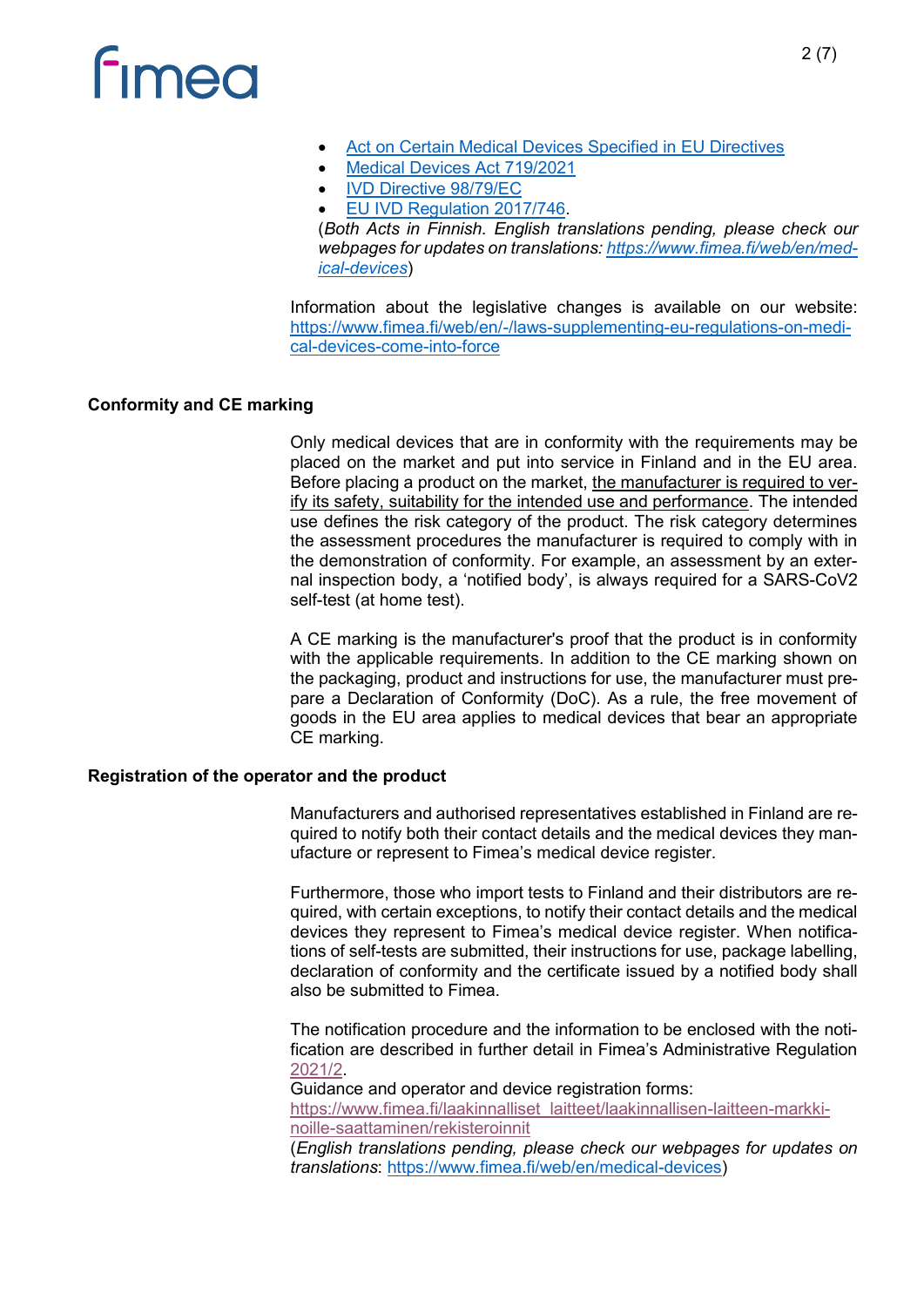- [Act on Certain Medical Devices Specified in EU Directives](#)
- [Medical Devices Act 719/2021](#)
- [IVD Directive 98/79/EC](#)
- [EU IVD Regulation 2017/746](#).

(*Both Acts in Finnish. English translations pending, please check our webpages for updates on translations: https://www.fimea.fi/web/en/medical-devices*)

Information about the legislative changes is available on our website: https://www.fimea.fi/web/en/-/laws-supplementing-eu-regulations-on-medical-devices-come-into-force

## Conformity and CE marking

Only medical devices that are in conformity with the requirements may be placed on the market and put into service in Finland and in the EU area. Before placing a product on the market, the manufacturer is required to verify its safety, suitability for the intended use and performance. The intended use defines the risk category of the product. The risk category determines the assessment procedures the manufacturer is required to comply with in the demonstration of conformity. For example, an assessment by an external inspection body, a 'notified body', is always required for a SARS-CoV2 self-test (at home test).

A CE marking is the manufacturer's proof that the product is in conformity with the applicable requirements. In addition to the CE marking shown on the packaging, product and instructions for use, the manufacturer must prepare a Declaration of Conformity (DoC). As a rule, the free movement of goods in the EU area applies to medical devices that bear an appropriate CE marking.

## Registration of the operator and the product

Manufacturers and authorised representatives established in Finland are required to notify both their contact details and the medical devices they manufacture or represent to Fimea's medical device register.

Furthermore, those who import tests to Finland and their distributors are required, with certain exceptions, to notify their contact details and the medical devices they represent to Fimea's medical device register. When notifications of self-tests are submitted, their instructions for use, package labelling, declaration of conformity and the certificate issued by a notified body shall also be submitted to Fimea.

The notification procedure and the information to be enclosed with the notification are described in further detail in Fimea's Administrative Regulation [2021/2](#).

Guidance and operator and device registration forms:
https://www.fimea.fi/laakinnalliset_laitteet/laakinnallisen-laitteen-markkinoille-saattaminen/rekisteroinnit

(*English translations pending, please check our webpages for updates on translations*: https://www.fimea.fi/web/en/medical-devices)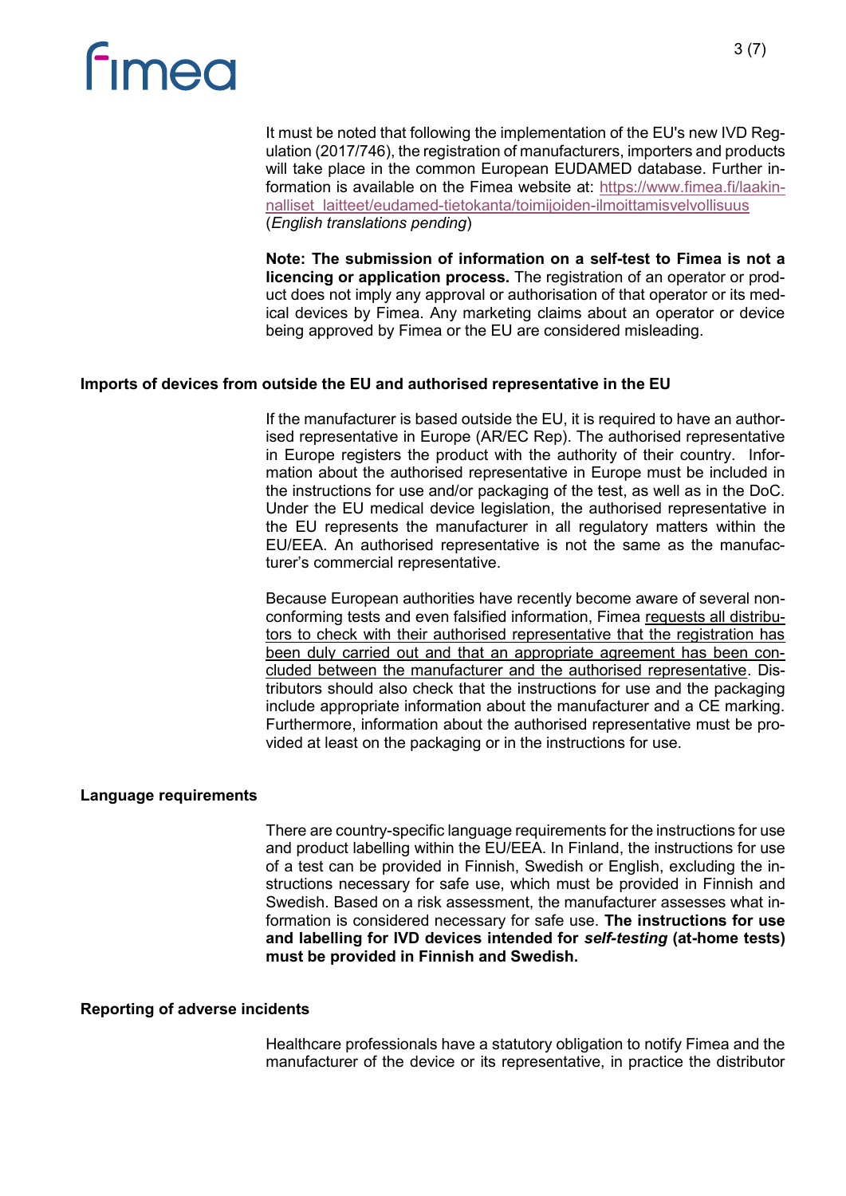It must be noted that following the implementation of the EU's new IVD Regulation (2017/746), the registration of manufacturers, importers and products will take place in the common European EUDAMED database. Further information is available on the Fimea website at: [https://www.fimea.fi/laakinnalliset_laitteet/eudamed-tietokanta/toimijoiden-ilmoittamisvelvollisuus](https://www.fimea.fi/laakinnalliset_laitteet/eudamed-tietokanta/toimijoiden-ilmoittamisvelvollisuus) (*English translations pending*)

**Note: The submission of information on a self-test to Fimea is not a licencing or application process.** The registration of an operator or product does not imply any approval or authorisation of that operator or its medical devices by Fimea. Any marketing claims about an operator or device being approved by Fimea or the EU are considered misleading.

## Imports of devices from outside the EU and authorised representative in the EU

If the manufacturer is based outside the EU, it is required to have an authorised representative in Europe (AR/EC Rep). The authorised representative in Europe registers the product with the authority of their country. Information about the authorised representative in Europe must be included in the instructions for use and/or packaging of the test, as well as in the DoC. Under the EU medical device legislation, the authorised representative in the EU represents the manufacturer in all regulatory matters within the EU/EEA. An authorised representative is not the same as the manufacturer's commercial representative.

Because European authorities have recently become aware of several non-conforming tests and even falsified information, Fimea requests all distributors to check with their authorised representative that the registration has been duly carried out and that an appropriate agreement has been concluded between the manufacturer and the authorised representative. Distributors should also check that the instructions for use and the packaging include appropriate information about the manufacturer and a CE marking. Furthermore, information about the authorised representative must be provided at least on the packaging or in the instructions for use.

## Language requirements

There are country-specific language requirements for the instructions for use and product labelling within the EU/EEA. In Finland, the instructions for use of a test can be provided in Finnish, Swedish or English, excluding the instructions necessary for safe use, which must be provided in Finnish and Swedish. Based on a risk assessment, the manufacturer assesses what information is considered necessary for safe use. **The instructions for use and labelling for IVD devices intended for *self-testing* (at-home tests) must be provided in Finnish and Swedish.**

## Reporting of adverse incidents

Healthcare professionals have a statutory obligation to notify Fimea and the manufacturer of the device or its representative, in practice the distributor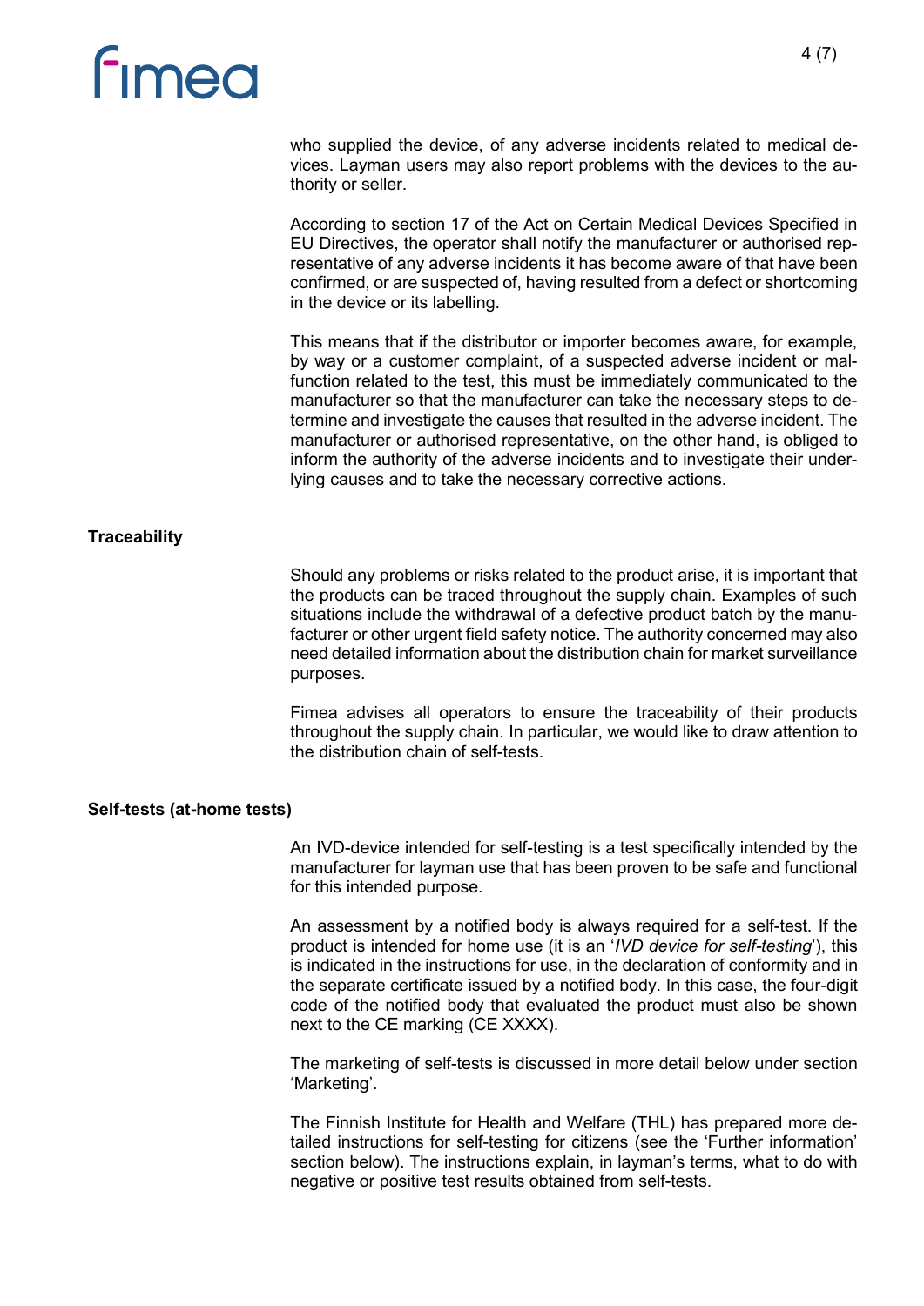who supplied the device, of any adverse incidents related to medical devices. Layman users may also report problems with the devices to the authority or seller.

According to section 17 of the Act on Certain Medical Devices Specified in EU Directives, the operator shall notify the manufacturer or authorised representative of any adverse incidents it has become aware of that have been confirmed, or are suspected of, having resulted from a defect or shortcoming in the device or its labelling.

This means that if the distributor or importer becomes aware, for example, by way or a customer complaint, of a suspected adverse incident or malfunction related to the test, this must be immediately communicated to the manufacturer so that the manufacturer can take the necessary steps to determine and investigate the causes that resulted in the adverse incident. The manufacturer or authorised representative, on the other hand, is obliged to inform the authority of the adverse incidents and to investigate their underlying causes and to take the necessary corrective actions.

## Traceability

Should any problems or risks related to the product arise, it is important that the products can be traced throughout the supply chain. Examples of such situations include the withdrawal of a defective product batch by the manufacturer or other urgent field safety notice. The authority concerned may also need detailed information about the distribution chain for market surveillance purposes.

Fimea advises all operators to ensure the traceability of their products throughout the supply chain. In particular, we would like to draw attention to the distribution chain of self-tests.

## Self-tests (at-home tests)

An IVD-device intended for self-testing is a test specifically intended by the manufacturer for layman use that has been proven to be safe and functional for this intended purpose.

An assessment by a notified body is always required for a self-test. If the product is intended for home use (it is an '*IVD device for self-testing*'), this is indicated in the instructions for use, in the declaration of conformity and in the separate certificate issued by a notified body. In this case, the four-digit code of the notified body that evaluated the product must also be shown next to the CE marking (CE XXXX).

The marketing of self-tests is discussed in more detail below under section 'Marketing'.

The Finnish Institute for Health and Welfare (THL) has prepared more detailed instructions for self-testing for citizens (see the 'Further information' section below). The instructions explain, in layman's terms, what to do with negative or positive test results obtained from self-tests.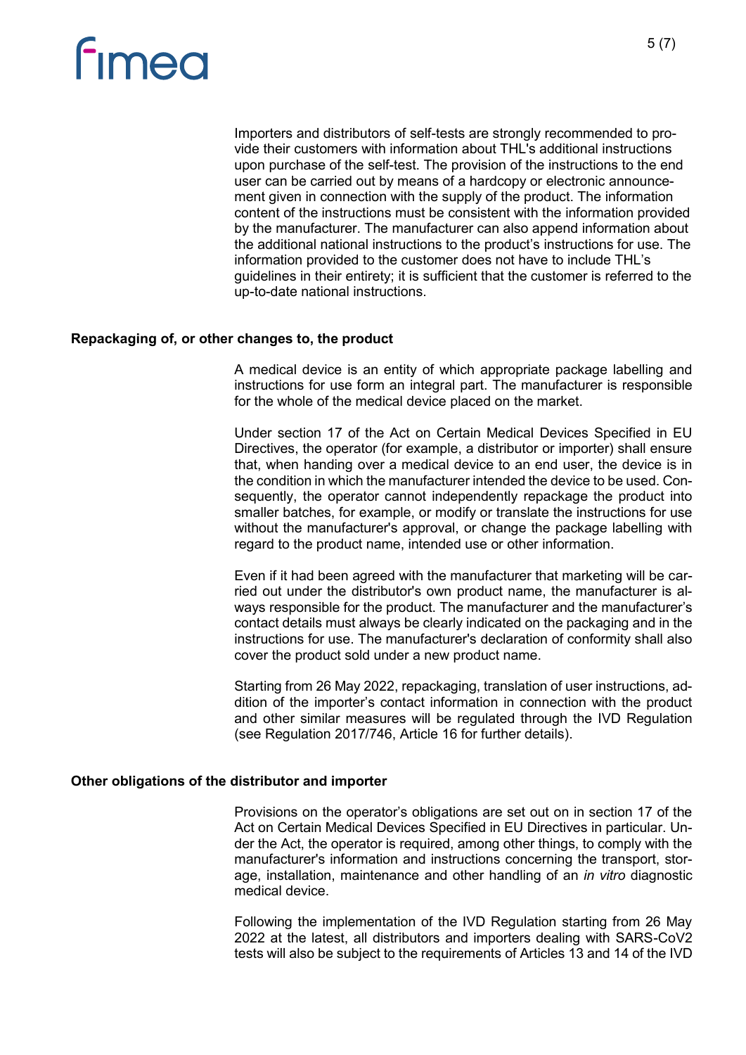Importers and distributors of self-tests are strongly recommended to provide their customers with information about THL's additional instructions upon purchase of the self-test. The provision of the instructions to the end user can be carried out by means of a hardcopy or electronic announcement given in connection with the supply of the product. The information content of the instructions must be consistent with the information provided by the manufacturer. The manufacturer can also append information about the additional national instructions to the product's instructions for use. The information provided to the customer does not have to include THL's guidelines in their entirety; it is sufficient that the customer is referred to the up-to-date national instructions.

**Repackaging of, or other changes to, the product**

A medical device is an entity of which appropriate package labelling and instructions for use form an integral part. The manufacturer is responsible for the whole of the medical device placed on the market.

Under section 17 of the Act on Certain Medical Devices Specified in EU Directives, the operator (for example, a distributor or importer) shall ensure that, when handing over a medical device to an end user, the device is in the condition in which the manufacturer intended the device to be used. Consequently, the operator cannot independently repackage the product into smaller batches, for example, or modify or translate the instructions for use without the manufacturer's approval, or change the package labelling with regard to the product name, intended use or other information.

Even if it had been agreed with the manufacturer that marketing will be carried out under the distributor's own product name, the manufacturer is always responsible for the product. The manufacturer and the manufacturer's contact details must always be clearly indicated on the packaging and in the instructions for use. The manufacturer's declaration of conformity shall also cover the product sold under a new product name.

Starting from 26 May 2022, repackaging, translation of user instructions, addition of the importer's contact information in connection with the product and other similar measures will be regulated through the IVD Regulation (see Regulation 2017/746, Article 16 for further details).

**Other obligations of the distributor and importer**

Provisions on the operator's obligations are set out on in section 17 of the Act on Certain Medical Devices Specified in EU Directives in particular. Under the Act, the operator is required, among other things, to comply with the manufacturer's information and instructions concerning the transport, storage, installation, maintenance and other handling of an *in vitro* diagnostic medical device.

Following the implementation of the IVD Regulation starting from 26 May 2022 at the latest, all distributors and importers dealing with SARS-CoV2 tests will also be subject to the requirements of Articles 13 and 14 of the IVD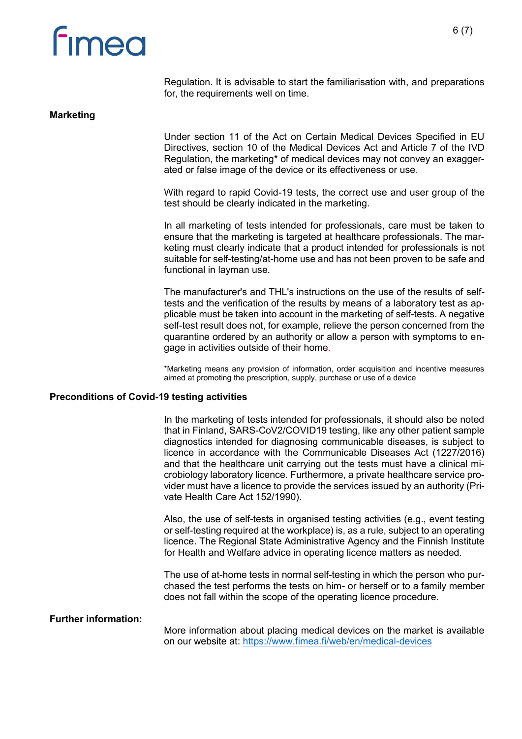Regulation. It is advisable to start the familiarisation with, and preparations for, the requirements well on time.

## Marketing

Under section 11 of the Act on Certain Medical Devices Specified in EU Directives, section 10 of the Medical Devices Act and Article 7 of the IVD Regulation, the marketing* of medical devices may not convey an exaggerated or false image of the device or its effectiveness or use.

With regard to rapid Covid-19 tests, the correct use and user group of the test should be clearly indicated in the marketing.

In all marketing of tests intended for professionals, care must be taken to ensure that the marketing is targeted at healthcare professionals. The marketing must clearly indicate that a product intended for professionals is not suitable for self-testing/at-home use and has not been proven to be safe and functional in layman use.

The manufacturer's and THL's instructions on the use of the results of self-tests and the verification of the results by means of a laboratory test as applicable must be taken into account in the marketing of self-tests. A negative self-test result does not, for example, relieve the person concerned from the quarantine ordered by an authority or allow a person with symptoms to engage in activities outside of their home.

*Marketing means any provision of information, order acquisition and incentive measures aimed at promoting the prescription, supply, purchase or use of a device

## Preconditions of Covid-19 testing activities

In the marketing of tests intended for professionals, it should also be noted that in Finland, SARS-CoV2/COVID19 testing, like any other patient sample diagnostics intended for diagnosing communicable diseases, is subject to licence in accordance with the Communicable Diseases Act (1227/2016) and that the healthcare unit carrying out the tests must have a clinical microbiology laboratory licence. Furthermore, a private healthcare service provider must have a licence to provide the services issued by an authority (Private Health Care Act 152/1990).

Also, the use of self-tests in organised testing activities (e.g., event testing or self-testing required at the workplace) is, as a rule, subject to an operating licence. The Regional State Administrative Agency and the Finnish Institute for Health and Welfare advice in operating licence matters as needed.

The use of at-home tests in normal self-testing in which the person who purchased the test performs the tests on him- or herself or to a family member does not fall within the scope of the operating licence procedure.

## Further information:

More information about placing medical devices on the market is available on our website at: [https://www.fimea.fi/web/en/medical-devices](https://www.fimea.fi/web/en/medical-devices)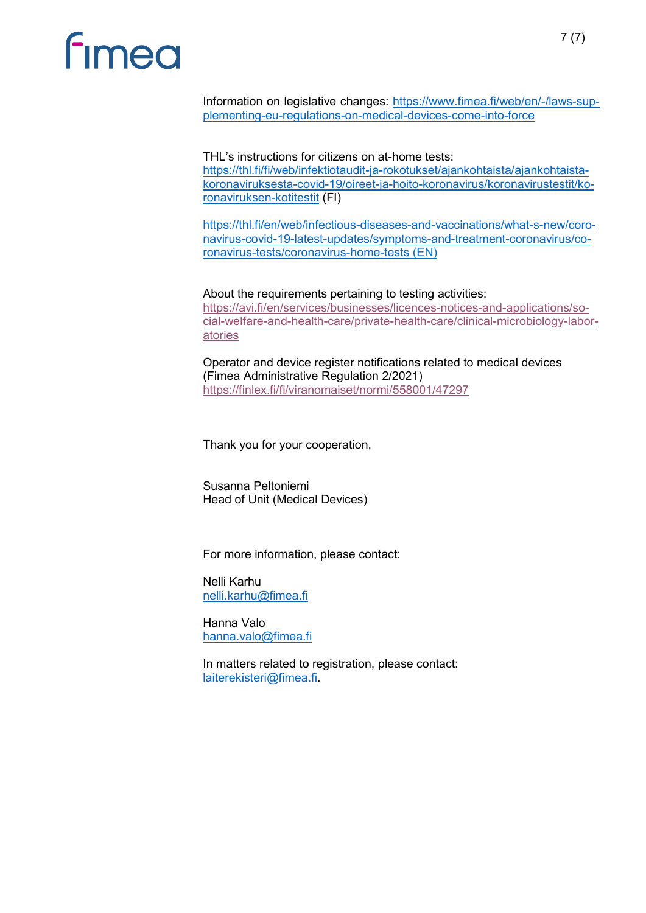Information on legislative changes: https://www.fimea.fi/web/en/-/laws-supplementing-eu-regulations-on-medical-devices-come-into-force

THL's instructions for citizens on at-home tests:
https://thl.fi/fi/web/infektiotaudit-ja-rokotukset/ajankohtaista/ajankohtaista-koronaviruksesta-covid-19/oireet-ja-hoito-koronavirus/koronavirustestit/koronaviruksen-kotitestit (FI)

https://thl.fi/en/web/infectious-diseases-and-vaccinations/what-s-new/coronavirus-covid-19-latest-updates/symptoms-and-treatment-coronavirus/coronavirus-tests/coronavirus-home-tests (EN)

About the requirements pertaining to testing activities:
https://avi.fi/en/services/businesses/licences-notices-and-applications/social-welfare-and-health-care/private-health-care/clinical-microbiology-laboratories

Operator and device register notifications related to medical devices (Fimea Administrative Regulation 2/2021)
https://finlex.fi/fi/viranomaiset/normi/558001/47297

Thank you for your cooperation,

Susanna Peltoniemi
Head of Unit (Medical Devices)

For more information, please contact:

Nelli Karhu
nelli.karhu@fimea.fi

Hanna Valo
hanna.valo@fimea.fi

In matters related to registration, please contact:
laiterekisteri@fimea.fi.